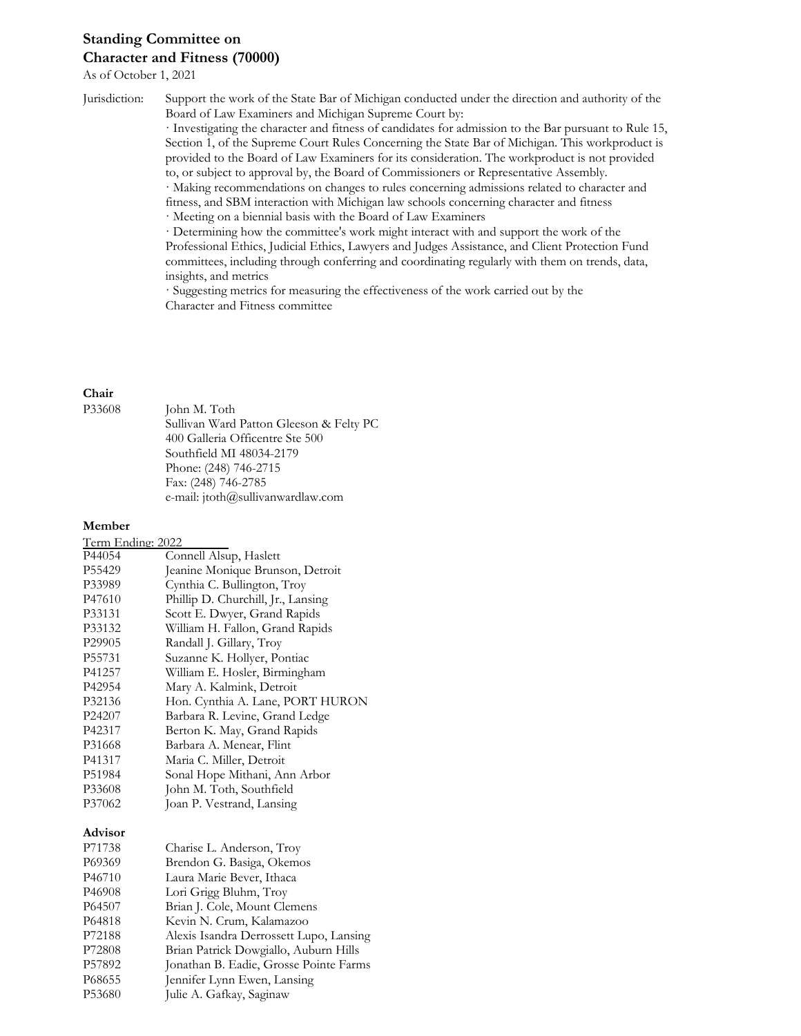**Standing Committee on**
**Character and Fitness (70000)**

As of October 1, 2021

Jurisdiction: Support the work of the State Bar of Michigan conducted under the direction and authority of the Board of Law Examiners and Michigan Supreme Court by:

· Investigating the character and fitness of candidates for admission to the Bar pursuant to Rule 15, Section 1, of the Supreme Court Rules Concerning the State Bar of Michigan. This workproduct is provided to the Board of Law Examiners for its consideration. The workproduct is not provided to, or subject to approval by, the Board of Commissioners or Representative Assembly.

· Making recommendations on changes to rules concerning admissions related to character and fitness, and SBM interaction with Michigan law schools concerning character and fitness

· Meeting on a biennial basis with the Board of Law Examiners

· Determining how the committee's work might interact with and support the work of the Professional Ethics, Judicial Ethics, Lawyers and Judges Assistance, and Client Protection Fund committees, including through conferring and coordinating regularly with them on trends, data, insights, and metrics

· Suggesting metrics for measuring the effectiveness of the work carried out by the Character and Fitness committee

**Chair**

P33608 John M. Toth
Sullivan Ward Patton Gleeson & Felty PC
400 Galleria Officentre Ste 500
Southfield MI 48034-2179
Phone: (248) 746-2715
Fax: (248) 746-2785
e-mail: jtoth@sullivanwardlaw.com

**Member**

Term Ending: 2022

P44054 Connell Alsup, Haslett
P55429 Jeanine Monique Brunson, Detroit
P33989 Cynthia C. Bullington, Troy
P47610 Phillip D. Churchill, Jr., Lansing
P33131 Scott E. Dwyer, Grand Rapids
P33132 William H. Fallon, Grand Rapids
P29905 Randall J. Gillary, Troy
P55731 Suzanne K. Hollyer, Pontiac
P41257 William E. Hosler, Birmingham
P42954 Mary A. Kalmink, Detroit
P32136 Hon. Cynthia A. Lane, PORT HURON
P24207 Barbara R. Levine, Grand Ledge
P42317 Berton K. May, Grand Rapids
P31668 Barbara A. Menear, Flint
P41317 Maria C. Miller, Detroit
P51984 Sonal Hope Mithani, Ann Arbor
P33608 John M. Toth, Southfield
P37062 Joan P. Vestrand, Lansing

**Advisor**

P71738 Charise L. Anderson, Troy
P69369 Brendon G. Basiga, Okemos
P46710 Laura Marie Bever, Ithaca
P46908 Lori Grigg Bluhm, Troy
P64507 Brian J. Cole, Mount Clemens
P64818 Kevin N. Crum, Kalamazoo
P72188 Alexis Isandra Derrossett Lupo, Lansing
P72808 Brian Patrick Dowgiallo, Auburn Hills
P57892 Jonathan B. Eadie, Grosse Pointe Farms
P68655 Jennifer Lynn Ewen, Lansing
P53680 Julie A. Gafkay, Saginaw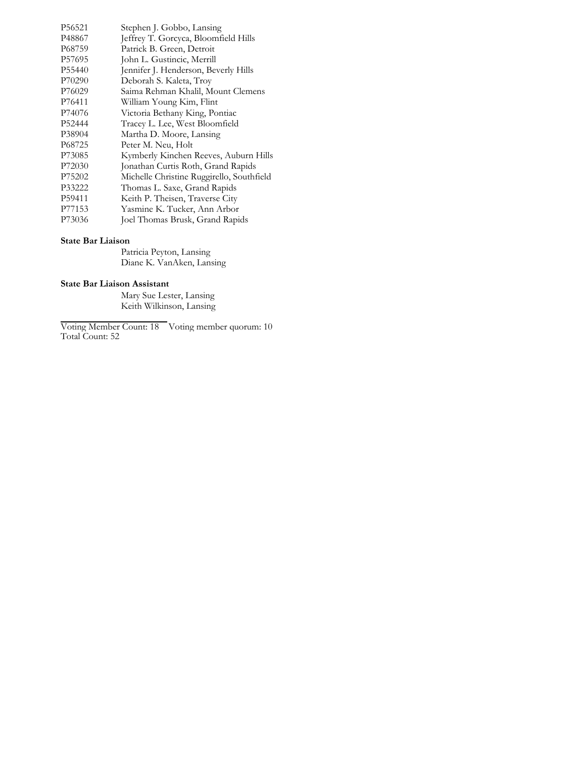| | |
|---|---|
| P56521 | Stephen J. Gobbo, Lansing |
| P48867 | Jeffrey T. Gorcyca, Bloomfield Hills |
| P68759 | Patrick B. Green, Detroit |
| P57695 | John L. Gustincic, Merrill |
| P55440 | Jennifer J. Henderson, Beverly Hills |
| P70290 | Deborah S. Kaleta, Troy |
| P76029 | Saima Rehman Khalil, Mount Clemens |
| P76411 | William Young Kim, Flint |
| P74076 | Victoria Bethany King, Pontiac |
| P52444 | Tracey L. Lee, West Bloomfield |
| P38904 | Martha D. Moore, Lansing |
| P68725 | Peter M. Neu, Holt |
| P73085 | Kymberly Kinchen Reeves, Auburn Hills |
| P72030 | Jonathan Curtis Roth, Grand Rapids |
| P75202 | Michelle Christine Ruggirello, Southfield |
| P33222 | Thomas L. Saxe, Grand Rapids |
| P59411 | Keith P. Theisen, Traverse City |
| P77153 | Yasmine K. Tucker, Ann Arbor |
| P73036 | Joel Thomas Brusk, Grand Rapids |

**State Bar Liaison**

Patricia Peyton, Lansing
Diane K. VanAken, Lansing

**State Bar Liaison Assistant**

Mary Sue Lester, Lansing
Keith Wilkinson, Lansing

---

Voting Member Count: 18 Voting member quorum: 10
Total Count: 52